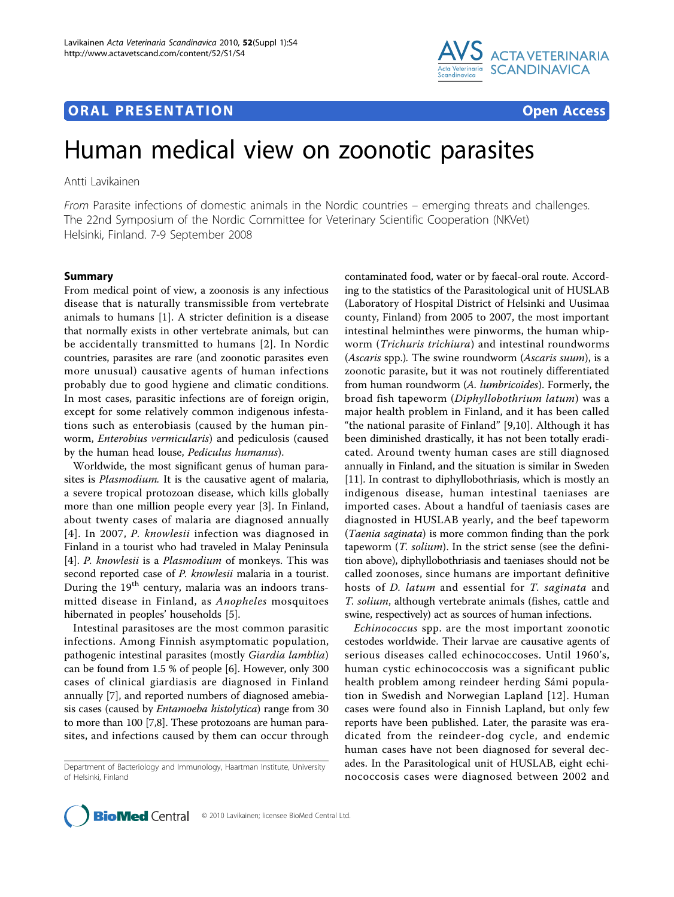ORAL PRESENTATION

Open Access

# Human medical view on zoonotic parasites

Antti Lavikainen

*From* Parasite infections of domestic animals in the Nordic countries – emerging threats and challenges. The 22nd Symposium of the Nordic Committee for Veterinary Scientific Cooperation (NKVet) Helsinki, Finland. 7-9 September 2008

## Summary

From medical point of view, a zoonosis is any infectious disease that is naturally transmissible from vertebrate animals to humans [1]. A stricter definition is a disease that normally exists in other vertebrate animals, but can be accidentally transmitted to humans [2]. In Nordic countries, parasites are rare (and zoonotic parasites even more unusual) causative agents of human infections probably due to good hygiene and climatic conditions. In most cases, parasitic infections are of foreign origin, except for some relatively common indigenous infestations such as enterobiasis (caused by the human pinworm, *Enterobius vermicularis*) and pediculosis (caused by the human head louse, *Pediculus humanus*).

Worldwide, the most significant genus of human parasites is *Plasmodium*. It is the causative agent of malaria, a severe tropical protozoan disease, which kills globally more than one million people every year [3]. In Finland, about twenty cases of malaria are diagnosed annually [4]. In 2007, *P. knowlesii* infection was diagnosed in Finland in a tourist who had traveled in Malay Peninsula [4]. *P. knowlesii* is a *Plasmodium* of monkeys. This was second reported case of *P. knowlesii* malaria in a tourist. During the 19th century, malaria was an indoors transmitted disease in Finland, as *Anopheles* mosquitoes hibernated in peoples' households [5].

Intestinal parasitoses are the most common parasitic infections. Among Finnish asymptomatic population, pathogenic intestinal parasites (mostly *Giardia lamblia*) can be found from 1.5 % of people [6]. However, only 300 cases of clinical giardiasis are diagnosed in Finland annually [7], and reported numbers of diagnosed amebiasis cases (caused by *Entamoeba histolytica*) range from 30 to more than 100 [7,8]. These protozoans are human parasites, and infections caused by them can occur through contaminated food, water or by faecal-oral route. According to the statistics of the Parasitological unit of HUSLAB (Laboratory of Hospital District of Helsinki and Uusimaa county, Finland) from 2005 to 2007, the most important intestinal helminthes were pinworms, the human whipworm (*Trichuris trichiura*) and intestinal roundworms (*Ascaris* spp.). The swine roundworm (*Ascaris suum*), is a zoonotic parasite, but it was not routinely differentiated from human roundworm (*A. lumbricoides*). Formerly, the broad fish tapeworm (*Diphyllobothrium latum*) was a major health problem in Finland, and it has been called "the national parasite of Finland" [9,10]. Although it has been diminished drastically, it has not been totally eradicated. Around twenty human cases are still diagnosed annually in Finland, and the situation is similar in Sweden [11]. In contrast to diphyllobothriasis, which is mostly an indigenous disease, human intestinal taeniases are imported cases. About a handful of taeniasis cases are diagnosed in HUSLAB yearly, and the beef tapeworm (*Taenia saginata*) is more common finding than the pork tapeworm (*T. solium*). In the strict sense (see the definition above), diphyllobothriasis and taeniases should not be called zoonoses, since humans are important definitive hosts of *D. latum* and essential for *T. saginata* and *T. solium*, although vertebrate animals (fishes, cattle and swine, respectively) act as sources of human infections.

*Echinococcus* spp. are the most important zoonotic cestodes worldwide. Their larvae are causative agents of serious diseases called echinococcoses. Until 1960's, human cystic echinococcosis was a significant public health problem among reindeer herding Sámi population in Swedish and Norwegian Lapland [12]. Human cases were found also in Finnish Lapland, but only few reports have been published. Later, the parasite was eradicated from the reindeer-dog cycle, and endemic human cases have not been diagnosed for several decades. In the Parasitological unit of HUSLAB, eight echinococcosis cases were diagnosed between 2002 and

Department of Bacteriology and Immunology, Haartman Institute, University of Helsinki, Finland

© 2010 Lavikainen; licensee BioMed Central Ltd.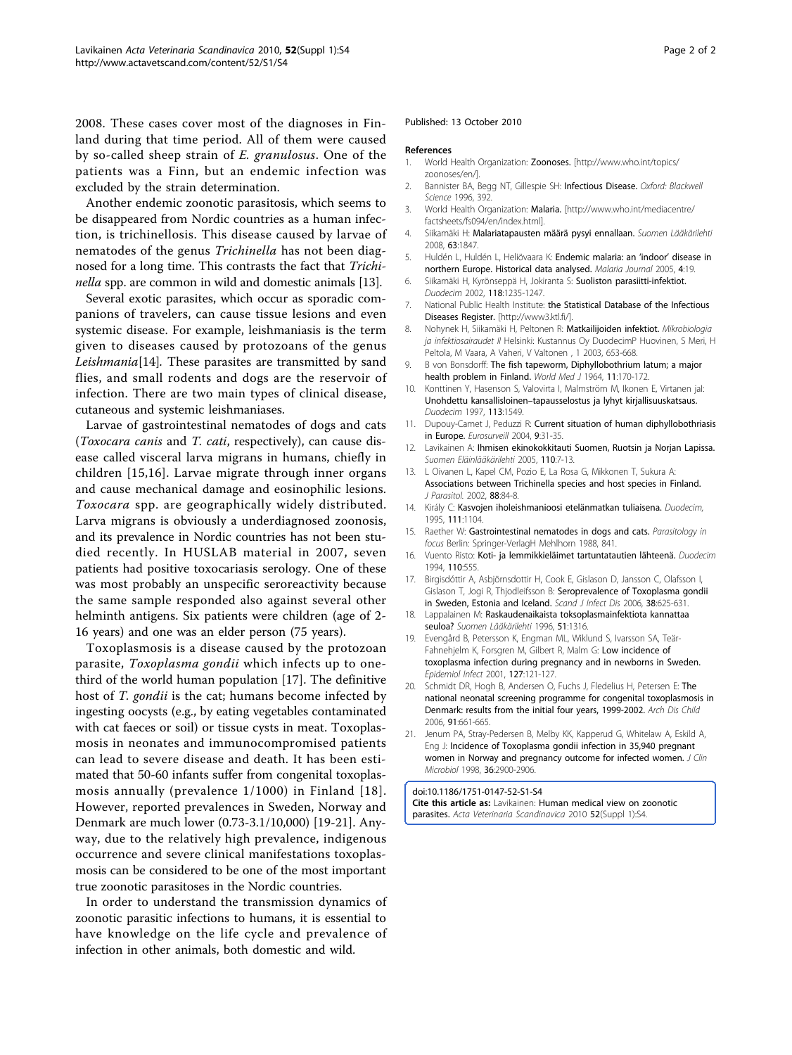2008. These cases cover most of the diagnoses in Finland during that time period. All of them were caused by so-called sheep strain of *E. granulosus*. One of the patients was a Finn, but an endemic infection was excluded by the strain determination.

Another endemic zoonotic parasitosis, which seems to be disappeared from Nordic countries as a human infection, is trichinellosis. This disease caused by larvae of nematodes of the genus *Trichinella* has not been diagnosed for a long time. This contrasts the fact that *Trichinella* spp. are common in wild and domestic animals [13].

Several exotic parasites, which occur as sporadic companions of travelers, can cause tissue lesions and even systemic disease. For example, leishmaniasis is the term given to diseases caused by protozoans of the genus *Leishmania*[14]. These parasites are transmitted by sand flies, and small rodents and dogs are the reservoir of infection. There are two main types of clinical disease, cutaneous and systemic leishmaniases.

Larvae of gastrointestinal nematodes of dogs and cats (*Toxocara canis* and *T. cati*, respectively), can cause disease called visceral larva migrans in humans, chiefly in children [15,16]. Larvae migrate through inner organs and cause mechanical damage and eosinophilic lesions. *Toxocara* spp. are geographically widely distributed. Larva migrans is obviously a underdiagnosed zoonosis, and its prevalence in Nordic countries has not been studied recently. In HUSLAB material in 2007, seven patients had positive toxocariasis serology. One of these was most probably an unspecific seroreactivity because the same sample responded also against several other helminth antigens. Six patients were children (age of 2-16 years) and one was an elder person (75 years).

Toxoplasmosis is a disease caused by the protozoan parasite, *Toxoplasma gondii* which infects up to one-third of the world human population [17]. The definitive host of *T. gondii* is the cat; humans become infected by ingesting oocysts (e.g., by eating vegetables contaminated with cat faeces or soil) or tissue cysts in meat. Toxoplasmosis in neonates and immunocompromised patients can lead to severe disease and death. It has been estimated that 50-60 infants suffer from congenital toxoplasmosis annually (prevalence 1/1000) in Finland [18]. However, reported prevalences in Sweden, Norway and Denmark are much lower (0.73-3.1/10,000) [19-21]. Anyway, due to the relatively high prevalence, indigenous occurrence and severe clinical manifestations toxoplasmosis can be considered to be one of the most important true zoonotic parasitoses in the Nordic countries.

In order to understand the transmission dynamics of zoonotic parasitic infections to humans, it is essential to have knowledge on the life cycle and prevalence of infection in other animals, both domestic and wild.

Published: 13 October 2010

## References

1. World Health Organization: **Zoonoses.** [http://www.who.int/topics/zoonoses/en/].
2. Bannister BA, Begg NT, Gillespie SH: **Infectious Disease.** *Oxford: Blackwell Science* 1996, 392.
3. World Health Organization: **Malaria.** [http://www.who.int/mediacentre/factsheets/fs094/en/index.html].
4. Siikamäki H: **Malariatapausten määrä pysyi ennallaan.** *Suomen Lääkärilehti* 2008, **63**:1847.
5. Huldén L, Huldén L, Heliövaara K: **Endemic malaria: an 'indoor' disease in northern Europe. Historical data analysed.** *Malaria Journal* 2005, **4**:19.
6. Siikamäki H, Kyrönseppä H, Jokiranta S: **Suoliston parasiitti-infektiot.** *Duodecim* 2002, **118**:1235-1247.
7. National Public Health Institute: **the Statistical Database of the Infectious Diseases Register.** [http://www3.ktl.fi/].
8. Nohynek H, Siikamäki H, Peltonen R: **Matkailijoiden infektiot.** *Mikrobiologia ja infektiosairaudet II* Helsinki: Kustannus Oy DuodecimP Huovinen, S Meri, H Peltola, M Vaara, A Vaheri, V Valtonen , 1 2003, 653-668.
9. B von Bonsdorff: **The fish tapeworm, Diphyllobothrium latum; a major health problem in Finland.** *World Med J* 1964, **11**:170-172.
10. Konttinen Y, Hasenson S, Valovirta I, Malmström M, Ikonen E, Virtanen jal: **Unohdettu kansallisloinen–tapausselostus ja lyhyt kirjallisuuskatsaus.** *Duodecim* 1997, **113**:1549.
11. Dupouy-Camet J, Peduzzi R: **Current situation of human diphyllobothriasis in Europe.** *Eurosurveill* 2004, **9**:31-35.
12. Lavikainen A: **Ihmisen ekinokokkitauti Suomen, Ruotsin ja Norjan Lapissa.** *Suomen Eläinlääkärilehti* 2005, **110**:7-13.
13. L Oivanen L, Kapel CM, Pozio E, La Rosa G, Mikkonen T, Sukura A: **Associations between Trichinella species and host species in Finland.** *J Parasitol.* 2002, **88**:84-8.
14. Király C: **Kasvojen iholeishmanioosi etelänmatkan tuliaisena.** *Duodecim,* 1995, **111**:1104.
15. Raether W: **Gastrointestinal nematodes in dogs and cats.** *Parasitology in focus* Berlin: Springer-VerlagH Mehlhorn 1988, 841.
16. Vuento Risto: **Koti- ja lemmikkieläimet tartuntatautien lähteenä.** *Duodecim* 1994, **110**:555.
17. Birgisdóttir A, Asbjörnsdottir H, Cook E, Gislason D, Jansson C, Olafsson I, Gislason T, Jogi R, Thjodleifsson B: **Seroprevalence of Toxoplasma gondii in Sweden, Estonia and Iceland.** *Scand J Infect Dis* 2006, **38**:625-631.
18. Lappalainen M: **Raskaudenaikaista toksoplasmainfektiota kannattaa seuloa?** *Suomen Lääkärilehti* 1996, **51**:1316.
19. Evengård B, Petersson K, Engman ML, Wiklund S, Ivarsson SA, Teär-Fahnehjelm K, Forsgren M, Gilbert R, Malm G: **Low incidence of toxoplasma infection during pregnancy and in newborns in Sweden.** *Epidemiol Infect* 2001, **127**:121-127.
20. Schmidt DR, Hogh B, Andersen O, Fuchs J, Fledelius H, Petersen E: **The national neonatal screening programme for congenital toxoplasmosis in Denmark: results from the initial four years, 1999-2002.** *Arch Dis Child* 2006, **91**:661-665.
21. Jenum PA, Stray-Pedersen B, Melby KK, Kapperud G, Whitelaw A, Eskild A, Eng J: **Incidence of Toxoplasma gondii infection in 35,940 pregnant women in Norway and pregnancy outcome for infected women.** *J Clin Microbiol* 1998, **36**:2900-2906.

doi:10.1186/1751-0147-52-S1-S4
**Cite this article as:** Lavikainen: Human medical view on zoonotic parasites. *Acta Veterinaria Scandinavica* 2010 **52**(Suppl 1):S4.